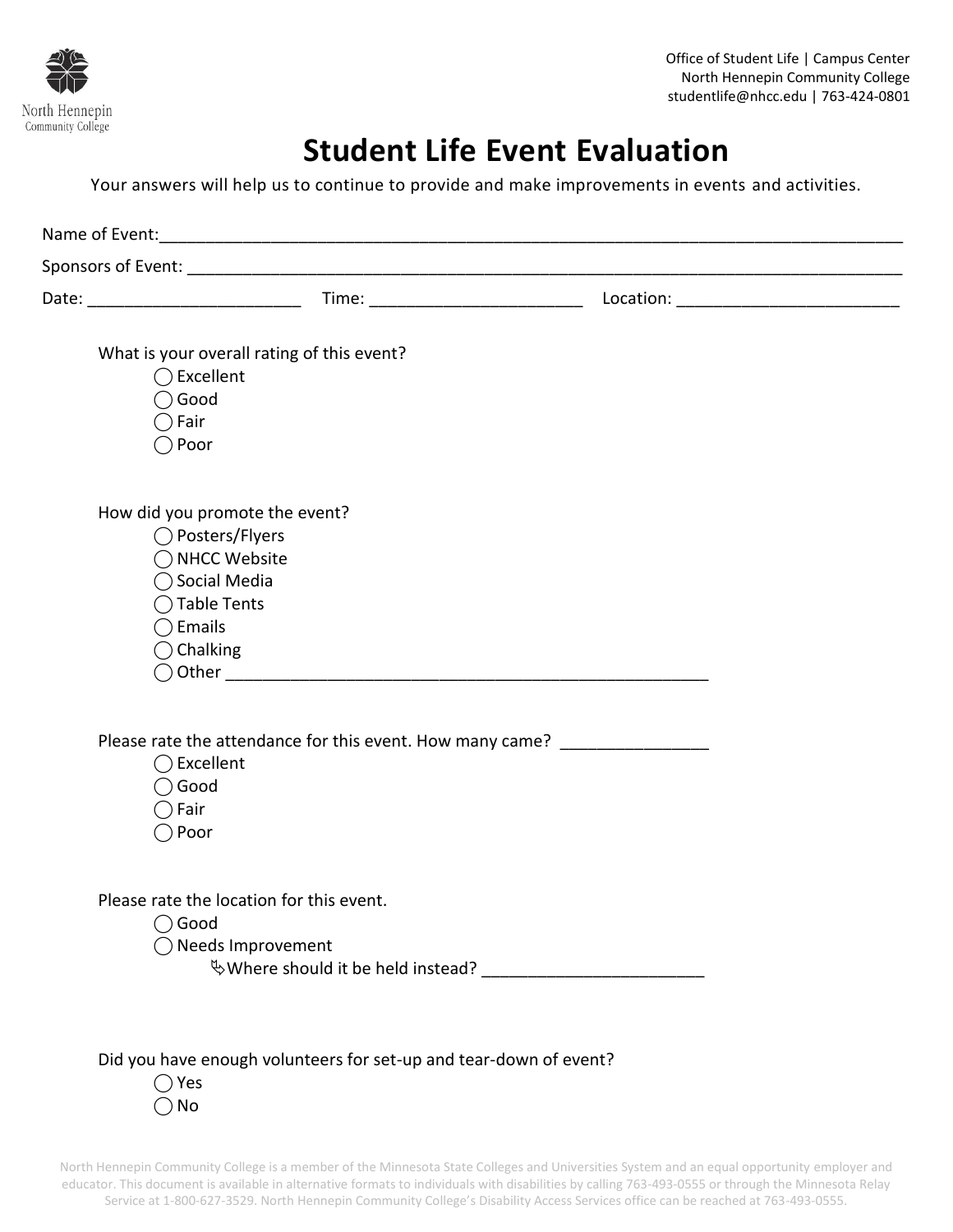North Hennepin Community College

Office of Student Life | Campus Center
North Hennepin Community College
studentlife@nhcc.edu | 763-424-0801

# Student Life Event Evaluation

Your answers will help us to continue to provide and make improvements in events and activities.

Name of Event:_______________________________________________________________________________

Sponsors of Event: ____________________________________________________________________________

Date: _______________________ Time: _______________________ Location: ________________________

What is your overall rating of this event?

- ◯ Excellent
- ◯ Good
- ◯ Fair
- ◯ Poor

How did you promote the event?

- ◯ Posters/Flyers
- ◯ NHCC Website
- ◯ Social Media
- ◯ Table Tents
- ◯ Emails
- ◯ Chalking
- ◯ Other _____________________________________________________

Please rate the attendance for this event. How many came? _______________

- ◯ Excellent
- ◯ Good
- ◯ Fair
- ◯ Poor

Please rate the location for this event.

- ◯ Good
- ◯ Needs Improvement
  - ↳ Where should it be held instead? ________________________

Did you have enough volunteers for set-up and tear-down of event?

- ◯ Yes
- ◯ No

North Hennepin Community College is a member of the Minnesota State Colleges and Universities System and an equal opportunity employer and educator. This document is available in alternative formats to individuals with disabilities by calling 763-493-0555 or through the Minnesota Relay Service at 1-800-627-3529. North Hennepin Community College's Disability Access Services office can be reached at 763-493-0555.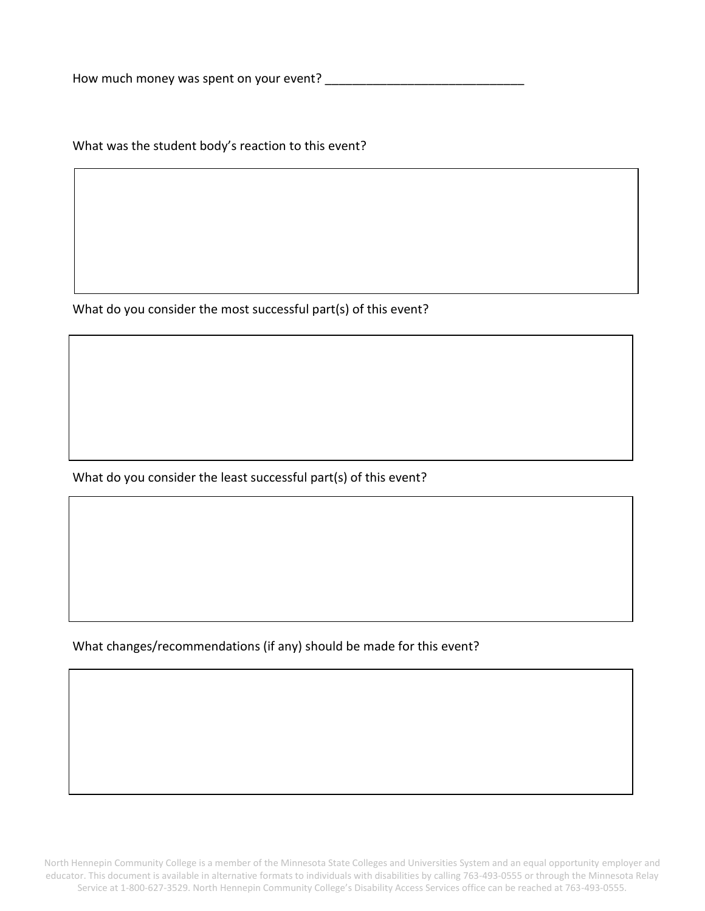How much money was spent on your event? ______________________________

What was the student body's reaction to this event?

What do you consider the most successful part(s) of this event?

What do you consider the least successful part(s) of this event?

What changes/recommendations (if any) should be made for this event?

North Hennepin Community College is a member of the Minnesota State Colleges and Universities System and an equal opportunity employer and educator. This document is available in alternative formats to individuals with disabilities by calling 763-493-0555 or through the Minnesota Relay Service at 1-800-627-3529. North Hennepin Community College's Disability Access Services office can be reached at 763-493-0555.